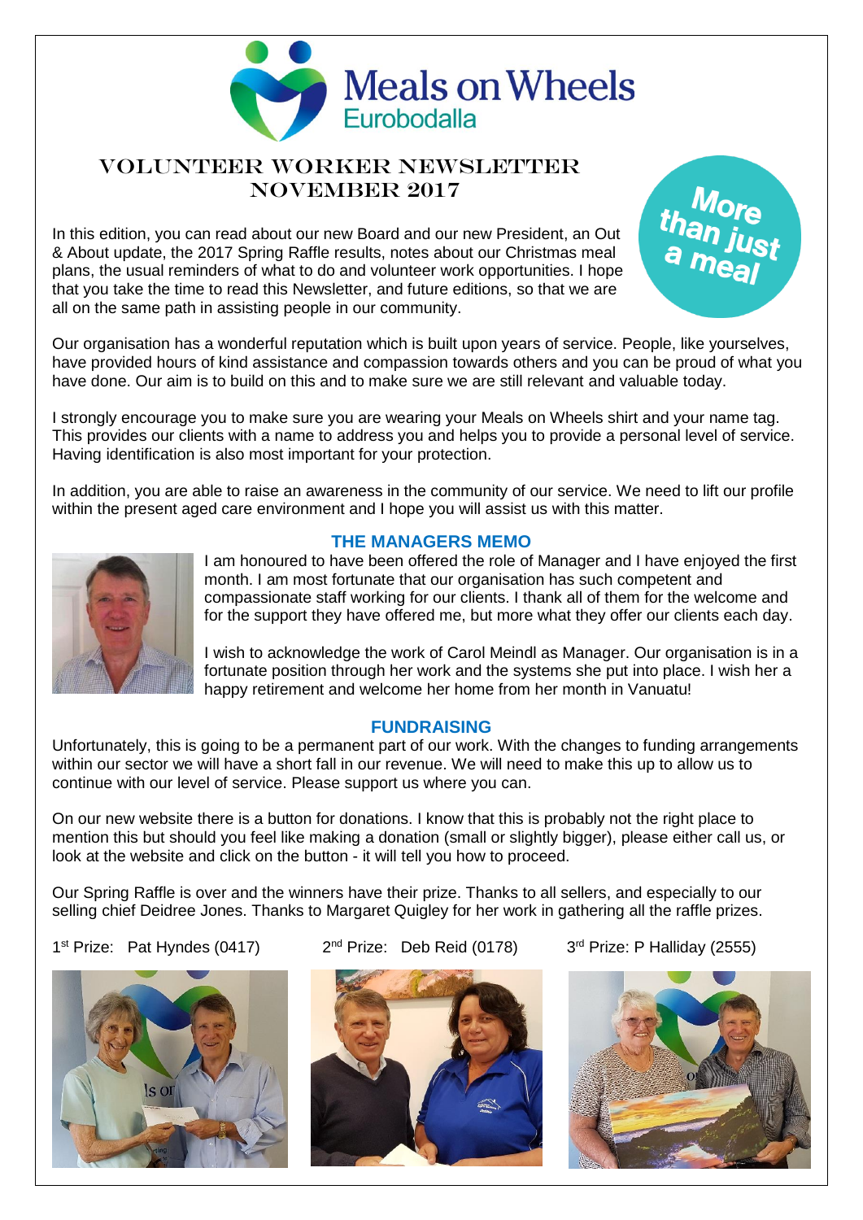Meals on Wheels
Eurobodalla

# VOLUNTEER WORKER NEWSLETTER
# NOVEMBER 2017

More than just a meal

In this edition, you can read about our new Board and our new President, an Out & About update, the 2017 Spring Raffle results, notes about our Christmas meal plans, the usual reminders of what to do and volunteer work opportunities. I hope that you take the time to read this Newsletter, and future editions, so that we are all on the same path in assisting people in our community.

Our organisation has a wonderful reputation which is built upon years of service. People, like yourselves, have provided hours of kind assistance and compassion towards others and you can be proud of what you have done. Our aim is to build on this and to make sure we are still relevant and valuable today.

I strongly encourage you to make sure you are wearing your Meals on Wheels shirt and your name tag. This provides our clients with a name to address you and helps you to provide a personal level of service. Having identification is also most important for your protection.

In addition, you are able to raise an awareness in the community of our service. We need to lift our profile within the present aged care environment and I hope you will assist us with this matter.

## THE MANAGERS MEMO

I am honoured to have been offered the role of Manager and I have enjoyed the first month. I am most fortunate that our organisation has such competent and compassionate staff working for our clients. I thank all of them for the welcome and for the support they have offered me, but more what they offer our clients each day.

I wish to acknowledge the work of Carol Meindl as Manager. Our organisation is in a fortunate position through her work and the systems she put into place. I wish her a happy retirement and welcome her home from her month in Vanuatu!

## FUNDRAISING

Unfortunately, this is going to be a permanent part of our work. With the changes to funding arrangements within our sector we will have a short fall in our revenue. We will need to make this up to allow us to continue with our level of service. Please support us where you can.

On our new website there is a button for donations. I know that this is probably not the right place to mention this but should you feel like making a donation (small or slightly bigger), please either call us, or look at the website and click on the button - it will tell you how to proceed.

Our Spring Raffle is over and the winners have their prize. Thanks to all sellers, and especially to our selling chief Deidree Jones. Thanks to Margaret Quigley for her work in gathering all the raffle prizes.

1st Prize: Pat Hyndes (0417)

2nd Prize: Deb Reid (0178)

3rd Prize: P Halliday (2555)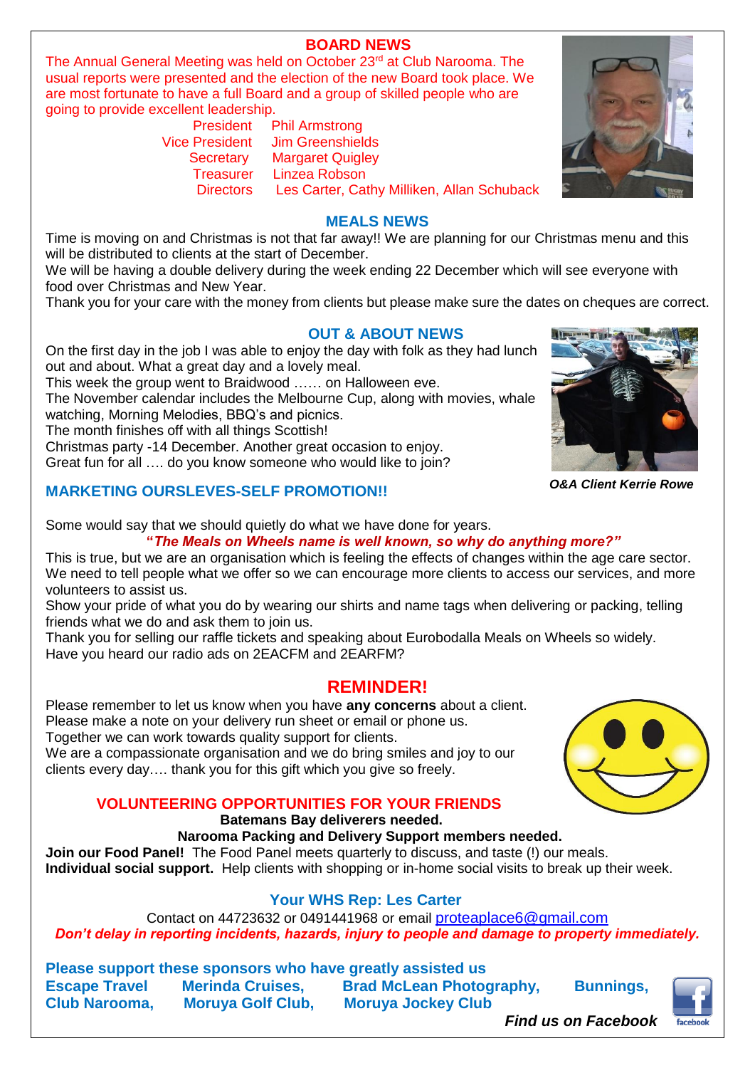## BOARD NEWS

The Annual General Meeting was held on October 23rd at Club Narooma. The usual reports were presented and the election of the new Board took place. We are most fortunate to have a full Board and a group of skilled people who are going to provide excellent leadership.

| | |
|---|---|
| President | Phil Armstrong |
| Vice President | Jim Greenshields |
| Secretary | Margaret Quigley |
| Treasurer | Linzea Robson |
| Directors | Les Carter, Cathy Milliken, Allan Schuback |

## MEALS NEWS

Time is moving on and Christmas is not that far away!! We are planning for our Christmas menu and this will be distributed to clients at the start of December.

We will be having a double delivery during the week ending 22 December which will see everyone with food over Christmas and New Year.

Thank you for your care with the money from clients but please make sure the dates on cheques are correct.

## OUT & ABOUT NEWS

On the first day in the job I was able to enjoy the day with folk as they had lunch out and about. What a great day and a lovely meal.

This week the group went to Braidwood …… on Halloween eve.

The November calendar includes the Melbourne Cup, along with movies, whale watching, Morning Melodies, BBQ's and picnics.

The month finishes off with all things Scottish!

Christmas party -14 December. Another great occasion to enjoy.

Great fun for all …. do you know someone who would like to join?

*O&A Client Kerrie Rowe*

## MARKETING OURSLEVES-SELF PROMOTION!!

Some would say that we should quietly do what we have done for years.

***"The Meals on Wheels name is well known, so why do anything more?"***

This is true, but we are an organisation which is feeling the effects of changes within the age care sector. We need to tell people what we offer so we can encourage more clients to access our services, and more volunteers to assist us.

Show your pride of what you do by wearing our shirts and name tags when delivering or packing, telling friends what we do and ask them to join us.

Thank you for selling our raffle tickets and speaking about Eurobodalla Meals on Wheels so widely.

Have you heard our radio ads on 2EACFM and 2EARFM?

## REMINDER!

Please remember to let us know when you have **any concerns** about a client.

Please make a note on your delivery run sheet or email or phone us.

Together we can work towards quality support for clients.

We are a compassionate organisation and we do bring smiles and joy to our clients every day…. thank you for this gift which you give so freely.

## VOLUNTEERING OPPORTUNITIES FOR YOUR FRIENDS

**Batemans Bay deliverers needed.**

**Narooma Packing and Delivery Support members needed.**

**Join our Food Panel!** The Food Panel meets quarterly to discuss, and taste (!) our meals.

**Individual social support.** Help clients with shopping or in-home social visits to break up their week.

### Your WHS Rep: Les Carter

Contact on 44723632 or 0491441968 or email proteaplace6@gmail.com

***Don't delay in reporting incidents, hazards, injury to people and damage to property immediately.***

**Please support these sponsors who have greatly assisted us**

**Escape Travel, Merinda Cruises, Brad McLean Photography, Bunnings, Club Narooma, Moruya Golf Club, Moruya Jockey Club**

***Find us on Facebook***